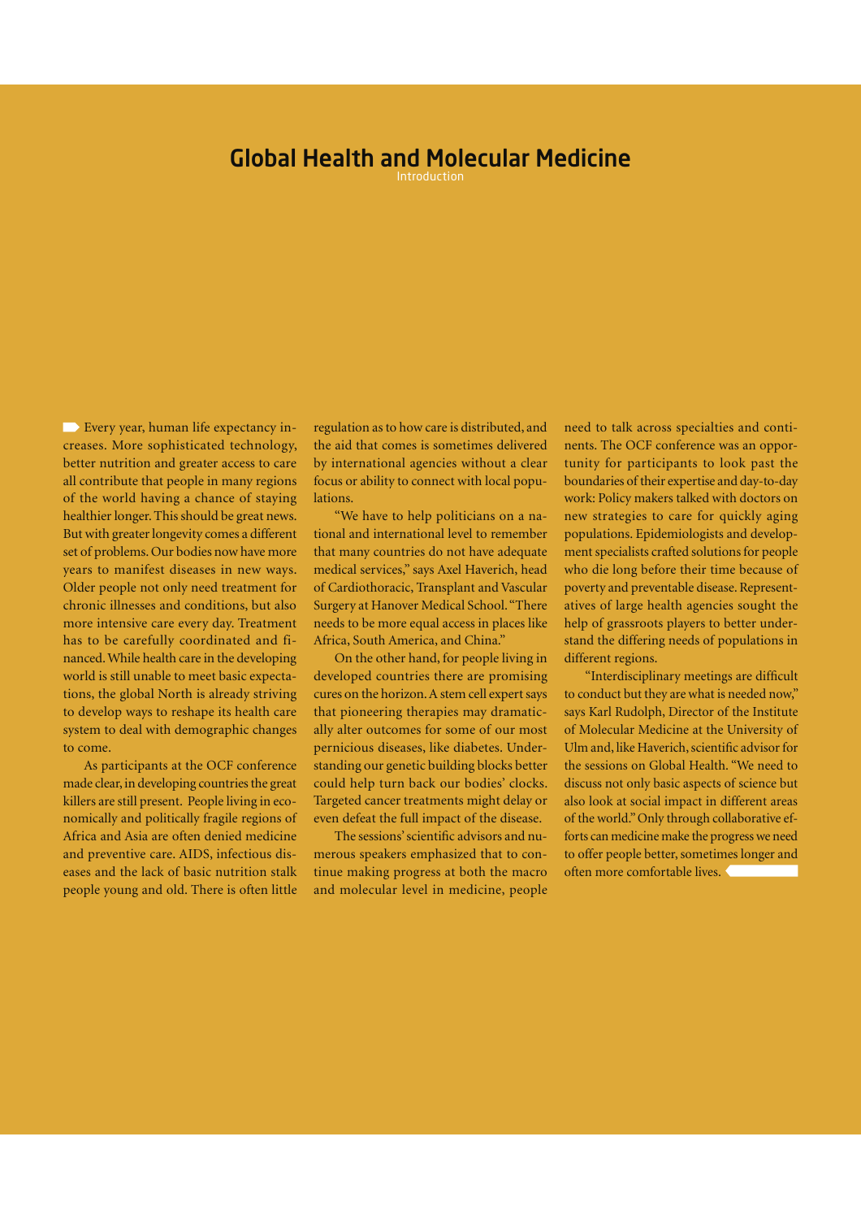# Global Health and Molecular Medicine

Introduction

Every year, human life expectancy increases. More sophisticated technology, better nutrition and greater access to care all contribute that people in many regions of the world having a chance of staying healthier longer. This should be great news. But with greater longevity comes a different set of problems. Our bodies now have more years to manifest diseases in new ways. Older people not only need treatment for chronic illnesses and conditions, but also more intensive care every day. Treatment has to be carefully coordinated and financed. While health care in the developing world is still unable to meet basic expectations, the global North is already striving to develop ways to reshape its health care system to deal with demographic changes to come.

As participants at the OCF conference made clear, in developing countries the great killers are still present. People living in economically and politically fragile regions of Africa and Asia are often denied medicine and preventive care. AIDS, infectious diseases and the lack of basic nutrition stalk people young and old. There is often little regulation as to how care is distributed, and the aid that comes is sometimes delivered by international agencies without a clear focus or ability to connect with local populations.

"We have to help politicians on a national and international level to remember that many countries do not have adequate medical services," says Axel Haverich, head of Cardiothoracic, Transplant and Vascular Surgery at Hanover Medical School. "There needs to be more equal access in places like Africa, South America, and China."

On the other hand, for people living in developed countries there are promising cures on the horizon. A stem cell expert says that pioneering therapies may dramatically alter outcomes for some of our most pernicious diseases, like diabetes. Understanding our genetic building blocks better could help turn back our bodies' clocks. Targeted cancer treatments might delay or even defeat the full impact of the disease.

The sessions' scientific advisors and numerous speakers emphasized that to continue making progress at both the macro and molecular level in medicine, people need to talk across specialties and continents. The OCF conference was an opportunity for participants to look past the boundaries of their expertise and day-to-day work: Policy makers talked with doctors on new strategies to care for quickly aging populations. Epidemiologists and development specialists crafted solutions for people who die long before their time because of poverty and preventable disease. Representatives of large health agencies sought the help of grassroots players to better understand the differing needs of populations in different regions.

"Interdisciplinary meetings are difficult to conduct but they are what is needed now," says Karl Rudolph, Director of the Institute of Molecular Medicine at the University of Ulm and, like Haverich, scientific advisor for the sessions on Global Health. "We need to discuss not only basic aspects of science but also look at social impact in different areas of the world." Only through collaborative efforts can medicine make the progress we need to offer people better, sometimes longer and often more comfortable lives.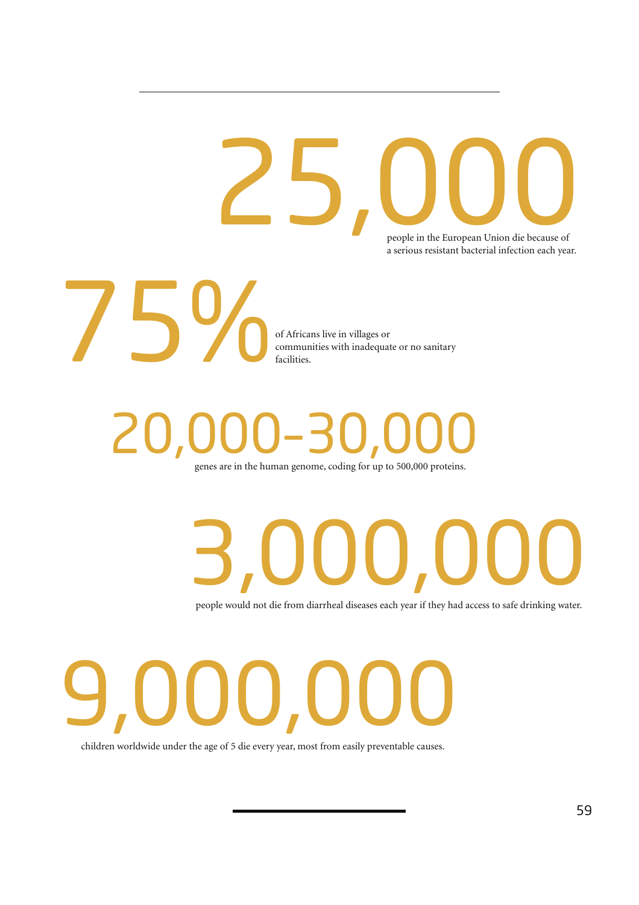# 25,000

people in the European Union die because of a serious resistant bacterial infection each year.

# 75%

of Africans live in villages or communities with inadequate or no sanitary facilities.

# 20,000–30,000

genes are in the human genome, coding for up to 500,000 proteins.

# 3,000,000

people would not die from diarrheal diseases each year if they had access to safe drinking water.

# 9,000,000

children worldwide under the age of 5 die every year, most from easily preventable causes.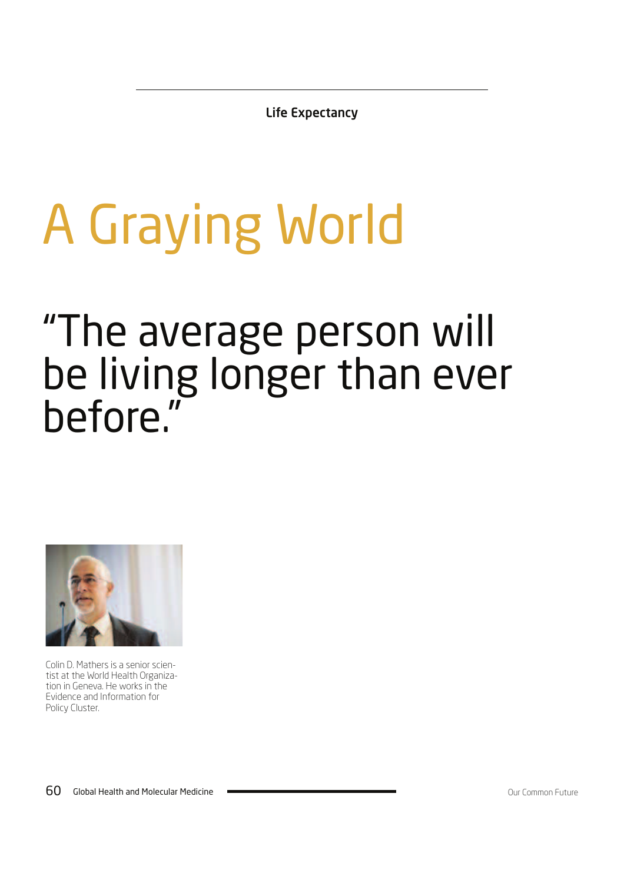Life Expectancy

# A Graying World

## "The average person will be living longer than ever before."

Colin D. Mathers is a senior scientist at the World Health Organization in Geneva. He works in the Evidence and Information for Policy Cluster.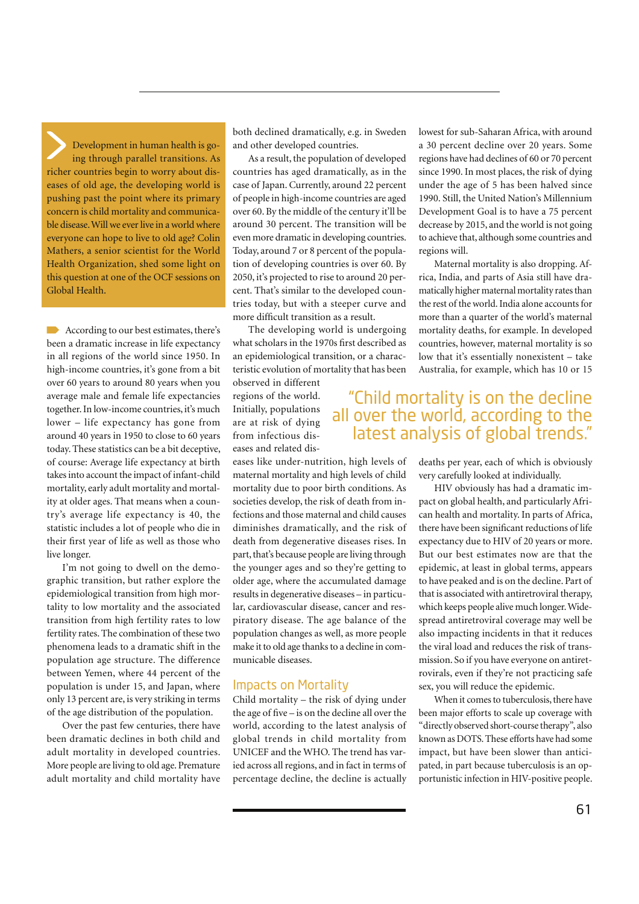**Development in human health is going through parallel transitions. As richer countries begin to worry about diseases of old age, the developing world is pushing past the point where its primary concern is child mortality and communicable disease. Will we ever live in a world where everyone can hope to live to old age? Colin Mathers, a senior scientist for the World Health Organization, shed some light on this question at one of the OCF sessions on Global Health.**

According to our best estimates, there's been a dramatic increase in life expectancy in all regions of the world since 1950. In high-income countries, it's gone from a bit over 60 years to around 80 years when you average male and female life expectancies together. In low-income countries, it's much lower – life expectancy has gone from around 40 years in 1950 to close to 60 years today. These statistics can be a bit deceptive, of course: Average life expectancy at birth takes into account the impact of infant-child mortality, early adult mortality and mortality at older ages. That means when a country's average life expectancy is 40, the statistic includes a lot of people who die in their first year of life as well as those who live longer.

I'm not going to dwell on the demographic transition, but rather explore the epidemiological transition from high mortality to low mortality and the associated transition from high fertility rates to low fertility rates. The combination of these two phenomena leads to a dramatic shift in the population age structure. The difference between Yemen, where 44 percent of the population is under 15, and Japan, where only 13 percent are, is very striking in terms of the age distribution of the population.

Over the past few centuries, there have been dramatic declines in both child and adult mortality in developed countries. More people are living to old age. Premature adult mortality and child mortality have both declined dramatically, e.g. in Sweden and other developed countries.

As a result, the population of developed countries has aged dramatically, as in the case of Japan. Currently, around 22 percent of people in high-income countries are aged over 60. By the middle of the century it'll be around 30 percent. The transition will be even more dramatic in developing countries. Today, around 7 or 8 percent of the population of developing countries is over 60. By 2050, it's projected to rise to around 20 percent. That's similar to the developed countries today, but with a steeper curve and more difficult transition as a result.

The developing world is undergoing what scholars in the 1970s first described as an epidemiological transition, or a characteristic evolution of mortality that has been observed in different regions of the world. Initially, populations are at risk of dying from infectious diseases and related diseases like under-nutrition, high levels of maternal mortality and high levels of child mortality due to poor birth conditions. As societies develop, the risk of death from infections and those maternal and child causes diminishes dramatically, and the risk of death from degenerative diseases rises. In part, that's because people are living through the younger ages and so they're getting to older age, where the accumulated damage results in degenerative diseases – in particular, cardiovascular disease, cancer and respiratory disease. The age balance of the population changes as well, as more people make it to old age thanks to a decline in communicable diseases.

> "Child mortality is on the decline all over the world, according to the latest analysis of global trends."

## Impacts on Mortality

Child mortality – the risk of dying under the age of five – is on the decline all over the world, according to the latest analysis of global trends in child mortality from UNICEF and the WHO. The trend has varied across all regions, and in fact in terms of percentage decline, the decline is actually lowest for sub-Saharan Africa, with around a 30 percent decline over 20 years. Some regions have had declines of 60 or 70 percent since 1990. In most places, the risk of dying under the age of 5 has been halved since 1990. Still, the United Nation's Millennium Development Goal is to have a 75 percent decrease by 2015, and the world is not going to achieve that, although some countries and regions will.

Maternal mortality is also dropping. Africa, India, and parts of Asia still have dramatically higher maternal mortality rates than the rest of the world. India alone accounts for more than a quarter of the world's maternal mortality deaths, for example. In developed countries, however, maternal mortality is so low that it's essentially nonexistent – take Australia, for example, which has 10 or 15 deaths per year, each of which is obviously very carefully looked at individually.

HIV obviously has had a dramatic impact on global health, and particularly African health and mortality. In parts of Africa, there have been significant reductions of life expectancy due to HIV of 20 years or more. But our best estimates now are that the epidemic, at least in global terms, appears to have peaked and is on the decline. Part of that is associated with antiretroviral therapy, which keeps people alive much longer. Widespread antiretroviral coverage may well be also impacting incidents in that it reduces the viral load and reduces the risk of transmission. So if you have everyone on antiretrovirals, even if they're not practicing safe sex, you will reduce the epidemic.

When it comes to tuberculosis, there have been major efforts to scale up coverage with "directly observed short-course therapy", also known as DOTS. These efforts have had some impact, but have been slower than anticipated, in part because tuberculosis is an opportunistic infection in HIV-positive people.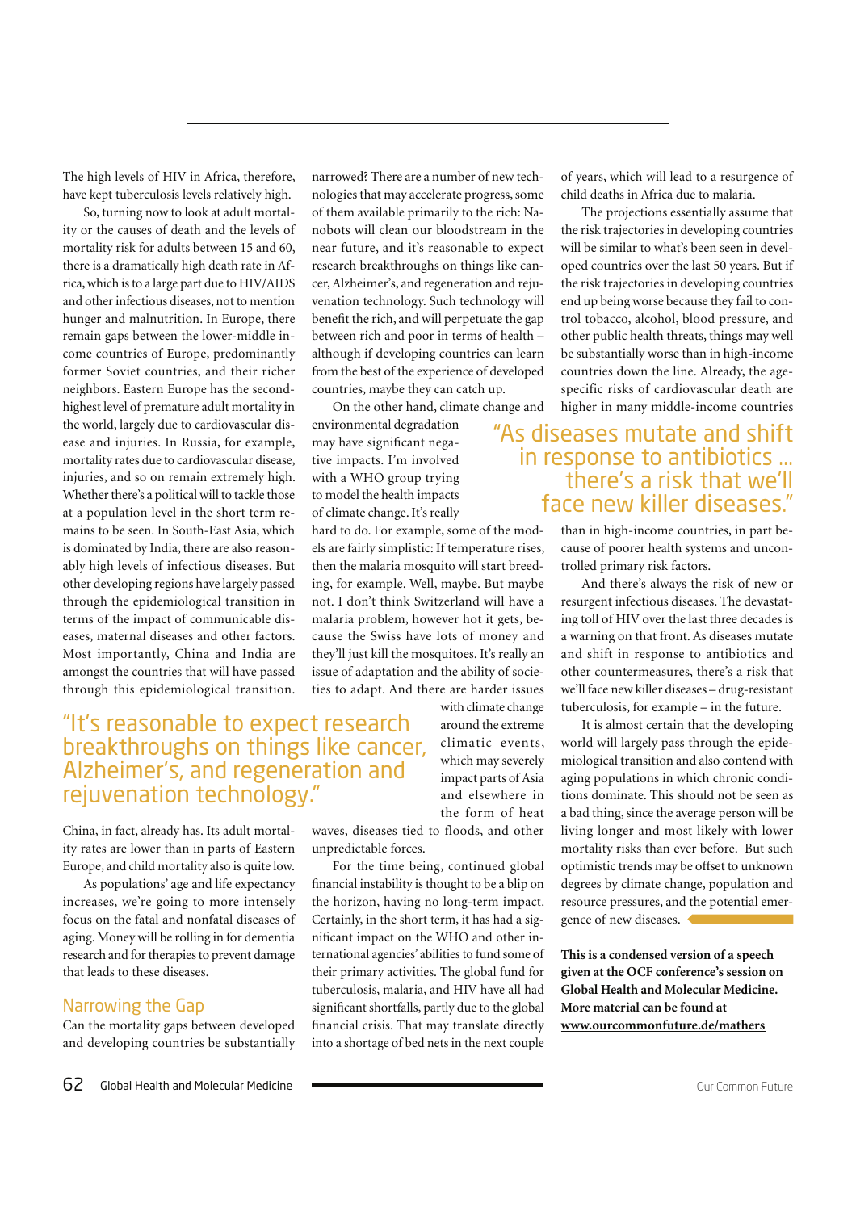The high levels of HIV in Africa, therefore, have kept tuberculosis levels relatively high.

So, turning now to look at adult mortality or the causes of death and the levels of mortality risk for adults between 15 and 60, there is a dramatically high death rate in Africa, which is to a large part due to HIV/AIDS and other infectious diseases, not to mention hunger and malnutrition. In Europe, there remain gaps between the lower-middle income countries of Europe, predominantly former Soviet countries, and their richer neighbors. Eastern Europe has the second-highest level of premature adult mortality in the world, largely due to cardiovascular disease and injuries. In Russia, for example, mortality rates due to cardiovascular disease, injuries, and so on remain extremely high. Whether there's a political will to tackle those at a population level in the short term remains to be seen. In South-East Asia, which is dominated by India, there are also reasonably high levels of infectious diseases. But other developing regions have largely passed through the epidemiological transition in terms of the impact of communicable diseases, maternal diseases and other factors. Most importantly, China and India are amongst the countries that will have passed through this epidemiological transition.

> "It's reasonable to expect research breakthroughs on things like cancer, Alzheimer's, and regeneration and rejuvenation technology."

China, in fact, already has. Its adult mortality rates are lower than in parts of Eastern Europe, and child mortality also is quite low.

As populations' age and life expectancy increases, we're going to more intensely focus on the fatal and nonfatal diseases of aging. Money will be rolling in for dementia research and for therapies to prevent damage that leads to these diseases.

## Narrowing the Gap

Can the mortality gaps between developed and developing countries be substantially narrowed? There are a number of new technologies that may accelerate progress, some of them available primarily to the rich: Nanobots will clean our bloodstream in the near future, and it's reasonable to expect research breakthroughs on things like cancer, Alzheimer's, and regeneration and rejuvenation technology. Such technology will benefit the rich, and will perpetuate the gap between rich and poor in terms of health – although if developing countries can learn from the best of the experience of developed countries, maybe they can catch up.

On the other hand, climate change and environmental degradation may have significant negative impacts. I'm involved with a WHO group trying to model the health impacts of climate change. It's really hard to do. For example, some of the models are fairly simplistic: If temperature rises, then the malaria mosquito will start breeding, for example. Well, maybe. But maybe not. I don't think Switzerland will have a malaria problem, however hot it gets, because the Swiss have lots of money and they'll just kill the mosquitoes. It's really an issue of adaptation and the ability of societies to adapt. And there are harder issues with climate change around the extreme climatic events, which may severely impact parts of Asia and elsewhere in the form of heat waves, diseases tied to floods, and other unpredictable forces.

For the time being, continued global financial instability is thought to be a blip on the horizon, having no long-term impact. Certainly, in the short term, it has had a significant impact on the WHO and other international agencies' abilities to fund some of their primary activities. The global fund for tuberculosis, malaria, and HIV have all had significant shortfalls, partly due to the global financial crisis. That may translate directly into a shortage of bed nets in the next couple of years, which will lead to a resurgence of child deaths in Africa due to malaria.

The projections essentially assume that the risk trajectories in developing countries will be similar to what's been seen in developed countries over the last 50 years. But if the risk trajectories in developing countries end up being worse because they fail to control tobacco, alcohol, blood pressure, and other public health threats, things may well be substantially worse than in high-income countries down the line. Already, the age-specific risks of cardiovascular death are higher in many middle-income countries than in high-income countries, in part because of poorer health systems and uncontrolled primary risk factors.

> "As diseases mutate and shift in response to antibiotics ... there's a risk that we'll face new killer diseases."

And there's always the risk of new or resurgent infectious diseases. The devastating toll of HIV over the last three decades is a warning on that front. As diseases mutate and shift in response to antibiotics and other countermeasures, there's a risk that we'll face new killer diseases – drug-resistant tuberculosis, for example – in the future.

It is almost certain that the developing world will largely pass through the epidemiological transition and also contend with aging populations in which chronic conditions dominate. This should not be seen as a bad thing, since the average person will be living longer and most likely with lower mortality risks than ever before. But such optimistic trends may be offset to unknown degrees by climate change, population and resource pressures, and the potential emergence of new diseases.

**This is a condensed version of a speech given at the OCF conference's session on Global Health and Molecular Medicine. More material can be found at [www.ourcommonfuture.de/mathers](www.ourcommonfuture.de/mathers)**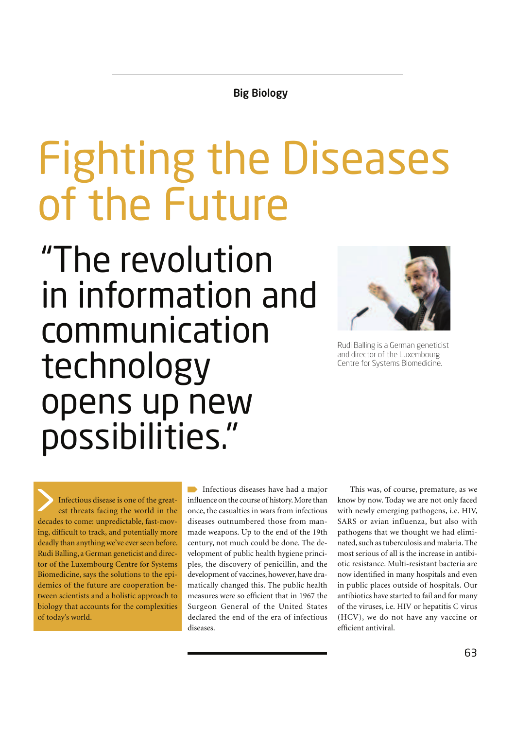**Big Biology**

# Fighting the Diseases of the Future

## "The revolution in information and communication technology opens up new possibilities."

Rudi Balling is a German geneticist and director of the Luxembourg Centre for Systems Biomedicine.

**Infectious disease is one of the greatest threats facing the world in the decades to come: unpredictable, fast-moving, difficult to track, and potentially more deadly than anything we've ever seen before. Rudi Balling, a German geneticist and director of the Luxembourg Centre for Systems Biomedicine, says the solutions to the epidemics of the future are cooperation between scientists and a holistic approach to biology that accounts for the complexities of today's world.**

Infectious diseases have had a major influence on the course of history. More than once, the casualties in wars from infectious diseases outnumbered those from man-made weapons. Up to the end of the 19th century, not much could be done. The development of public health hygiene principles, the discovery of penicillin, and the development of vaccines, however, have dramatically changed this. The public health measures were so efficient that in 1967 the Surgeon General of the United States declared the end of the era of infectious diseases.

This was, of course, premature, as we know by now. Today we are not only faced with newly emerging pathogens, i.e. HIV, SARS or avian influenza, but also with pathogens that we thought we had eliminated, such as tuberculosis and malaria. The most serious of all is the increase in antibiotic resistance. Multi-resistant bacteria are now identified in many hospitals and even in public places outside of hospitals. Our antibiotics have started to fail and for many of the viruses, i.e. HIV or hepatitis C virus (HCV), we do not have any vaccine or efficient antiviral.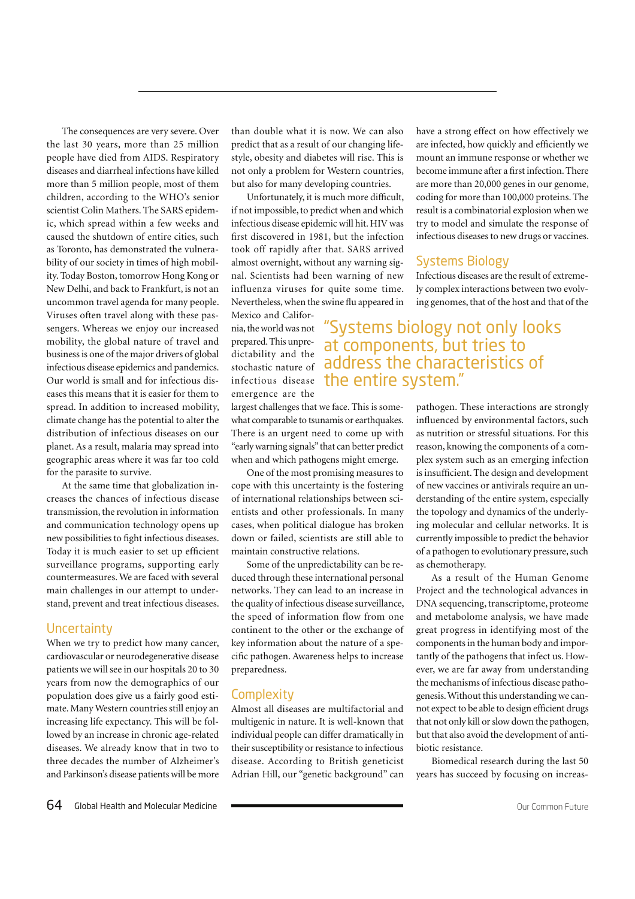The consequences are very severe. Over the last 30 years, more than 25 million people have died from AIDS. Respiratory diseases and diarrheal infections have killed more than 5 million people, most of them children, according to the WHO's senior scientist Colin Mathers. The SARS epidemic, which spread within a few weeks and caused the shutdown of entire cities, such as Toronto, has demonstrated the vulnerability of our society in times of high mobility. Today Boston, tomorrow Hong Kong or New Delhi, and back to Frankfurt, is not an uncommon travel agenda for many people. Viruses often travel along with these passengers. Whereas we enjoy our increased mobility, the global nature of travel and business is one of the major drivers of global infectious disease epidemics and pandemics. Our world is small and for infectious diseases this means that it is easier for them to spread. In addition to increased mobility, climate change has the potential to alter the distribution of infectious diseases on our planet. As a result, malaria may spread into geographic areas where it was far too cold for the parasite to survive.

At the same time that globalization increases the chances of infectious disease transmission, the revolution in information and communication technology opens up new possibilities to fight infectious diseases. Today it is much easier to set up efficient surveillance programs, supporting early countermeasures. We are faced with several main challenges in our attempt to understand, prevent and treat infectious diseases.

## Uncertainty

When we try to predict how many cancer, cardiovascular or neurodegenerative disease patients we will see in our hospitals 20 to 30 years from now the demographics of our population does give us a fairly good estimate. Many Western countries still enjoy an increasing life expectancy. This will be followed by an increase in chronic age-related diseases. We already know that in two to three decades the number of Alzheimer's and Parkinson's disease patients will be more than double what it is now. We can also predict that as a result of our changing lifestyle, obesity and diabetes will rise. This is not only a problem for Western countries, but also for many developing countries.

Unfortunately, it is much more difficult, if not impossible, to predict when and which infectious disease epidemic will hit. HIV was first discovered in 1981, but the infection took off rapidly after that. SARS arrived almost overnight, without any warning signal. Scientists had been warning of new influenza viruses for quite some time. Nevertheless, when the swine flu appeared in Mexico and California, the world was not prepared. This unpredictability and the stochastic nature of infectious disease emergence are the largest challenges that we face. This is somewhat comparable to tsunamis or earthquakes. There is an urgent need to come up with "early warning signals" that can better predict when and which pathogens might emerge.

> "Systems biology not only looks at components, but tries to address the characteristics of the entire system."

One of the most promising measures to cope with this uncertainty is the fostering of international relationships between scientists and other professionals. In many cases, when political dialogue has broken down or failed, scientists are still able to maintain constructive relations.

Some of the unpredictability can be reduced through these international personal networks. They can lead to an increase in the quality of infectious disease surveillance, the speed of information flow from one continent to the other or the exchange of key information about the nature of a specific pathogen. Awareness helps to increase preparedness.

## Complexity

Almost all diseases are multifactorial and multigenic in nature. It is well-known that individual people can differ dramatically in their susceptibility or resistance to infectious disease. According to British geneticist Adrian Hill, our "genetic background" can have a strong effect on how effectively we are infected, how quickly and efficiently we mount an immune response or whether we become immune after a first infection. There are more than 20,000 genes in our genome, coding for more than 100,000 proteins. The result is a combinatorial explosion when we try to model and simulate the response of infectious diseases to new drugs or vaccines.

## Systems Biology

Infectious diseases are the result of extremely complex interactions between two evolving genomes, that of the host and that of the pathogen. These interactions are strongly influenced by environmental factors, such as nutrition or stressful situations. For this reason, knowing the components of a complex system such as an emerging infection is insufficient. The design and development of new vaccines or antivirals require an understanding of the entire system, especially the topology and dynamics of the underlying molecular and cellular networks. It is currently impossible to predict the behavior of a pathogen to evolutionary pressure, such as chemotherapy.

As a result of the Human Genome Project and the technological advances in DNA sequencing, transcriptome, proteome and metabolome analysis, we have made great progress in identifying most of the components in the human body and importantly of the pathogens that infect us. However, we are far away from understanding the mechanisms of infectious disease pathogenesis. Without this understanding we cannot expect to be able to design efficient drugs that not only kill or slow down the pathogen, but that also avoid the development of antibiotic resistance.

Biomedical research during the last 50 years has succeed by focusing on increas-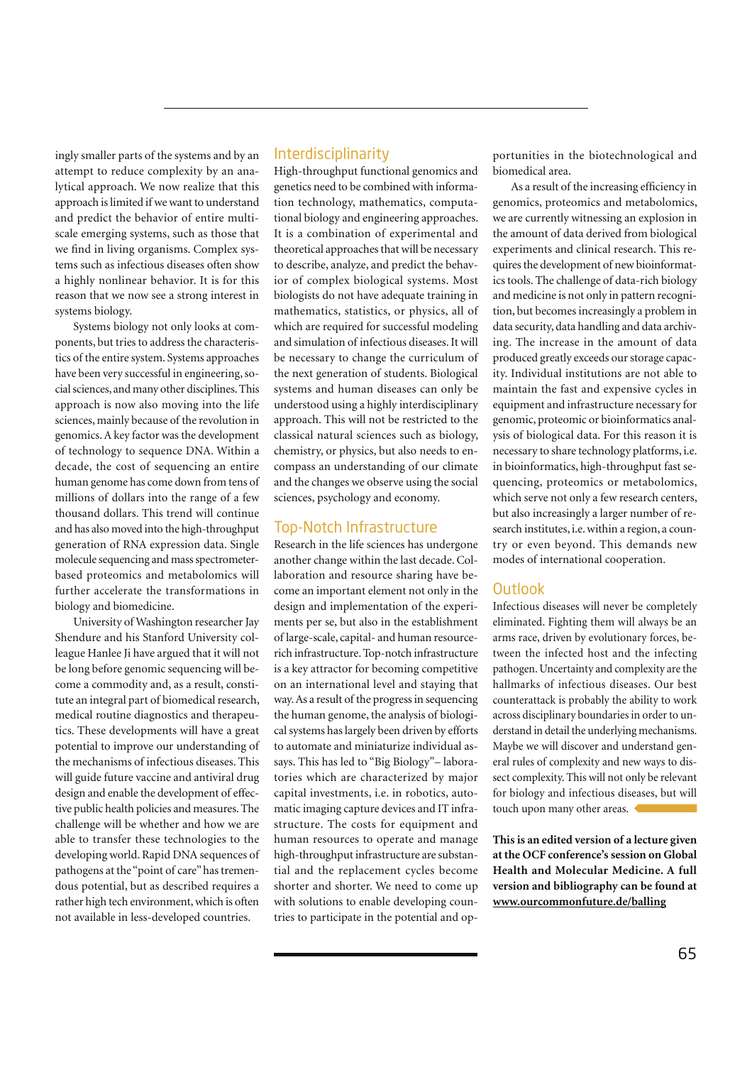ingly smaller parts of the systems and by an attempt to reduce complexity by an analytical approach. We now realize that this approach is limited if we want to understand and predict the behavior of entire multiscale emerging systems, such as those that we find in living organisms. Complex systems such as infectious diseases often show a highly nonlinear behavior. It is for this reason that we now see a strong interest in systems biology.

Systems biology not only looks at components, but tries to address the characteristics of the entire system. Systems approaches have been very successful in engineering, social sciences, and many other disciplines. This approach is now also moving into the life sciences, mainly because of the revolution in genomics. A key factor was the development of technology to sequence DNA. Within a decade, the cost of sequencing an entire human genome has come down from tens of millions of dollars into the range of a few thousand dollars. This trend will continue and has also moved into the high-throughput generation of RNA expression data. Single molecule sequencing and mass spectrometer-based proteomics and metabolomics will further accelerate the transformations in biology and biomedicine.

University of Washington researcher Jay Shendure and his Stanford University colleague Hanlee Ji have argued that it will not be long before genomic sequencing will become a commodity and, as a result, constitute an integral part of biomedical research, medical routine diagnostics and therapeutics. These developments will have a great potential to improve our understanding of the mechanisms of infectious diseases. This will guide future vaccine and antiviral drug design and enable the development of effective public health policies and measures. The challenge will be whether and how we are able to transfer these technologies to the developing world. Rapid DNA sequences of pathogens at the "point of care" has tremendous potential, but as described requires a rather high tech environment, which is often not available in less-developed countries.

## Interdisciplinarity

High-throughput functional genomics and genetics need to be combined with information technology, mathematics, computational biology and engineering approaches. It is a combination of experimental and theoretical approaches that will be necessary to describe, analyze, and predict the behavior of complex biological systems. Most biologists do not have adequate training in mathematics, statistics, or physics, all of which are required for successful modeling and simulation of infectious diseases. It will be necessary to change the curriculum of the next generation of students. Biological systems and human diseases can only be understood using a highly interdisciplinary approach. This will not be restricted to the classical natural sciences such as biology, chemistry, or physics, but also needs to encompass an understanding of our climate and the changes we observe using the social sciences, psychology and economy.

## Top-Notch Infrastructure

Research in the life sciences has undergone another change within the last decade. Collaboration and resource sharing have become an important element not only in the design and implementation of the experiments per se, but also in the establishment of large-scale, capital- and human resource-rich infrastructure. Top-notch infrastructure is a key attractor for becoming competitive on an international level and staying that way. As a result of the progress in sequencing the human genome, the analysis of biological systems has largely been driven by efforts to automate and miniaturize individual assays. This has led to "Big Biology"– laboratories which are characterized by major capital investments, i.e. in robotics, automatic imaging capture devices and IT infrastructure. The costs for equipment and human resources to operate and manage high-throughput infrastructure are substantial and the replacement cycles become shorter and shorter. We need to come up with solutions to enable developing countries to participate in the potential and opportunities in the biotechnological and biomedical area.

As a result of the increasing efficiency in genomics, proteomics and metabolomics, we are currently witnessing an explosion in the amount of data derived from biological experiments and clinical research. This requires the development of new bioinformatics tools. The challenge of data-rich biology and medicine is not only in pattern recognition, but becomes increasingly a problem in data security, data handling and data archiving. The increase in the amount of data produced greatly exceeds our storage capacity. Individual institutions are not able to maintain the fast and expensive cycles in equipment and infrastructure necessary for genomic, proteomic or bioinformatics analysis of biological data. For this reason it is necessary to share technology platforms, i.e. in bioinformatics, high-throughput fast sequencing, proteomics or metabolomics, which serve not only a few research centers, but also increasingly a larger number of research institutes, i.e. within a region, a country or even beyond. This demands new modes of international cooperation.

## Outlook

Infectious diseases will never be completely eliminated. Fighting them will always be an arms race, driven by evolutionary forces, between the infected host and the infecting pathogen. Uncertainty and complexity are the hallmarks of infectious diseases. Our best counterattack is probably the ability to work across disciplinary boundaries in order to understand in detail the underlying mechanisms. Maybe we will discover and understand general rules of complexity and new ways to dissect complexity. This will not only be relevant for biology and infectious diseases, but will touch upon many other areas.

**This is an edited version of a lecture given at the OCF conference's session on Global Health and Molecular Medicine. A full version and bibliography can be found at www.ourcommonfuture.de/balling**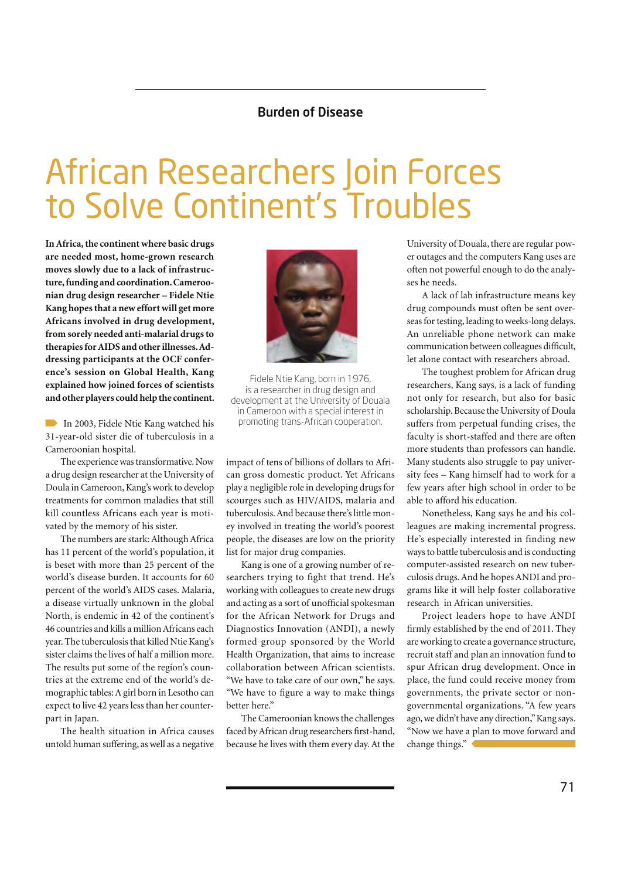Burden of Disease

# African Researchers Join Forces to Solve Continent's Troubles

**In Africa, the continent where basic drugs are needed most, home-grown research moves slowly due to a lack of infrastructure, funding and coordination. Cameroonian drug design researcher – Fidele Ntie Kang hopes that a new effort will get more Africans involved in drug development, from sorely needed anti-malarial drugs to therapies for AIDS and other illnesses. Addressing participants at the OCF conference's session on Global Health, Kang explained how joined forces of scientists and other players could help the continent.**

Fidele Ntie Kang, born in 1976, is a researcher in drug design and development at the University of Douala in Cameroon with a special interest in promoting trans-African cooperation.

In 2003, Fidele Ntie Kang watched his 31-year-old sister die of tuberculosis in a Cameroonian hospital.

The experience was transformative. Now a drug design researcher at the University of Doula in Cameroon, Kang's work to develop treatments for common maladies that still kill countless Africans each year is motivated by the memory of his sister.

The numbers are stark: Although Africa has 11 percent of the world's population, it is beset with more than 25 percent of the world's disease burden. It accounts for 60 percent of the world's AIDS cases. Malaria, a disease virtually unknown in the global North, is endemic in 42 of the continent's 46 countries and kills a million Africans each year. The tuberculosis that killed Ntie Kang's sister claims the lives of half a million more. The results put some of the region's countries at the extreme end of the world's demographic tables: A girl born in Lesotho can expect to live 42 years less than her counterpart in Japan.

The health situation in Africa causes untold human suffering, as well as a negative impact of tens of billions of dollars to African gross domestic product. Yet Africans play a negligible role in developing drugs for scourges such as HIV/AIDS, malaria and tuberculosis. And because there's little money involved in treating the world's poorest people, the diseases are low on the priority list for major drug companies.

Kang is one of a growing number of researchers trying to fight that trend. He's working with colleagues to create new drugs and acting as a sort of unofficial spokesman for the African Network for Drugs and Diagnostics Innovation (ANDI), a newly formed group sponsored by the World Health Organization, that aims to increase collaboration between African scientists. "We have to take care of our own," he says. "We have to figure a way to make things better here."

The Cameroonian knows the challenges faced by African drug researchers first-hand, because he lives with them every day. At the University of Douala, there are regular power outages and the computers Kang uses are often not powerful enough to do the analyses he needs.

A lack of lab infrastructure means key drug compounds must often be sent overseas for testing, leading to weeks-long delays. An unreliable phone network can make communication between colleagues difficult, let alone contact with researchers abroad.

The toughest problem for African drug researchers, Kang says, is a lack of funding not only for research, but also for basic scholarship. Because the University of Doula suffers from perpetual funding crises, the faculty is short-staffed and there are often more students than professors can handle. Many students also struggle to pay university fees – Kang himself had to work for a few years after high school in order to be able to afford his education.

Nonetheless, Kang says he and his colleagues are making incremental progress. He's especially interested in finding new ways to battle tuberculosis and is conducting computer-assisted research on new tuberculosis drugs. And he hopes ANDI and programs like it will help foster collaborative research in African universities.

Project leaders hope to have ANDI firmly established by the end of 2011. They are working to create a governance structure, recruit staff and plan an innovation fund to spur African drug development. Once in place, the fund could receive money from governments, the private sector or non-governmental organizations. "A few years ago, we didn't have any direction," Kang says. "Now we have a plan to move forward and change things."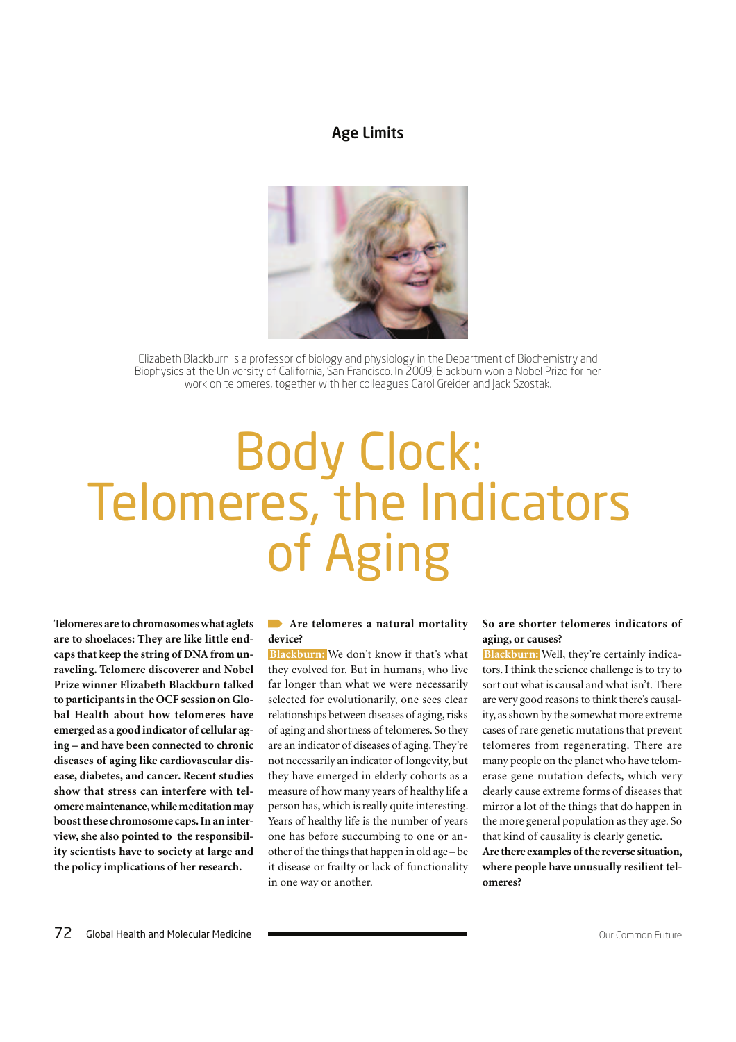## Age Limits

Elizabeth Blackburn is a professor of biology and physiology in the Department of Biochemistry and Biophysics at the University of California, San Francisco. In 2009, Blackburn won a Nobel Prize for her work on telomeres, together with her colleagues Carol Greider and Jack Szostak.

# Body Clock: Telomeres, the Indicators of Aging

**Telomeres are to chromosomes what aglets are to shoelaces: They are like little end-caps that keep the string of DNA from unraveling. Telomere discoverer and Nobel Prize winner Elizabeth Blackburn talked to participants in the OCF session on Global Health about how telomeres have emerged as a good indicator of cellular aging – and have been connected to chronic diseases of aging like cardiovascular disease, diabetes, and cancer. Recent studies show that stress can interfere with telomere maintenance, while meditation may boost these chromosome caps. In an interview, she also pointed to the responsibility scientists have to society at large and the policy implications of her research.**

**Are telomeres a natural mortality device?**

**Blackburn:** We don't know if that's what they evolved for. But in humans, who live far longer than what we were necessarily selected for evolutionarily, one sees clear relationships between diseases of aging, risks of aging and shortness of telomeres. So they are an indicator of diseases of aging. They're not necessarily an indicator of longevity, but they have emerged in elderly cohorts as a measure of how many years of healthy life a person has, which is really quite interesting. Years of healthy life is the number of years one has before succumbing to one or another of the things that happen in old age – be it disease or frailty or lack of functionality in one way or another.

**So are shorter telomeres indicators of aging, or causes?**

**Blackburn:** Well, they're certainly indicators. I think the science challenge is to try to sort out what is causal and what isn't. There are very good reasons to think there's causality, as shown by the somewhat more extreme cases of rare genetic mutations that prevent telomeres from regenerating. There are many people on the planet who have telomerase gene mutation defects, which very clearly cause extreme forms of diseases that mirror a lot of the things that do happen in the more general population as they age. So that kind of causality is clearly genetic.

**Are there examples of the reverse situation, where people have unusually resilient telomeres?**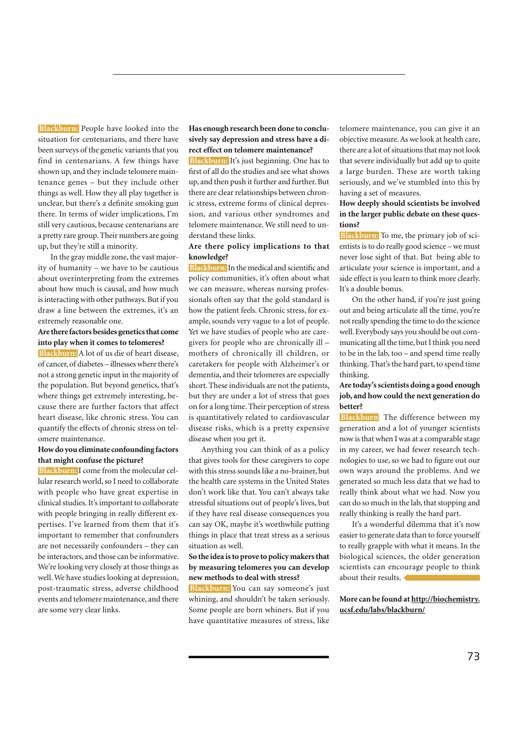**Blackburn:** People have looked into the situation for centenarians, and there have been surveys of the genetic variants that you find in centenarians. A few things have shown up, and they include telomere maintenance genes – but they include other things as well. How they all play together is unclear, but there's a definite smoking gun there. In terms of wider implications, I'm still very cautious, because centenarians are a pretty rare group. Their numbers are going up, but they're still a minority.

In the gray middle zone, the vast majority of humanity – we have to be cautious about overinterpreting from the extremes about how much is causal, and how much is interacting with other pathways. But if you draw a line between the extremes, it's an extremely reasonable one.

**Are there factors besides genetics that come into play when it comes to telomeres?**

**Blackburn:** A lot of us die of heart disease, of cancer, of diabetes – illnesses where there's not a strong genetic input in the majority of the population. But beyond genetics, that's where things get extremely interesting, because there are further factors that affect heart disease, like chronic stress. You can quantify the effects of chronic stress on telomere maintenance.

**How do you eliminate confounding factors that might confuse the picture?**

**Blackburn:** I come from the molecular cellular research world, so I need to collaborate with people who have great expertise in clinical studies. It's important to collaborate with people bringing in really different expertises. I've learned from them that it's important to remember that confounders are not necessarily confounders – they can be interactors, and those can be informative. We're looking very closely at those things as well. We have studies looking at depression, post-traumatic stress, adverse childhood events and telomere maintenance, and there are some very clear links.

**Has enough research been done to conclusively say depression and stress have a direct effect on telomere maintenance?**

**Blackburn:** It's just beginning. One has to first of all do the studies and see what shows up, and then push it further and further. But there are clear relationships between chronic stress, extreme forms of clinical depression, and various other syndromes and telomere maintenance. We still need to understand these links.

**Are there policy implications to that knowledge?**

**Blackburn:** In the medical and scientific and policy communities, it's often about what we can measure, whereas nursing professionals often say that the gold standard is how the patient feels. Chronic stress, for example, sounds very vague to a lot of people. Yet we have studies of people who are caregivers for people who are chronically ill – mothers of chronically ill children, or caretakers for people with Alzheimer's or dementia, and their telomeres are especially short. These individuals are not the patients, but they are under a lot of stress that goes on for a long time. Their perception of stress is quantitatively related to cardiovascular disease risks, which is a pretty expensive disease when you get it.

Anything you can think of as a policy that gives tools for these caregivers to cope with this stress sounds like a no-brainer, but the health care systems in the United States don't work like that. You can't always take stressful situations out of people's lives, but if they have real disease consequences you can say OK, maybe it's worthwhile putting things in place that treat stress as a serious situation as well.

**So the idea is to prove to policy makers that by measuring telomeres you can develop new methods to deal with stress?**

**Blackburn:** You can say someone's just whining, and shouldn't be taken seriously. Some people are born whiners. But if you have quantitative measures of stress, like telomere maintenance, you can give it an objective measure. As we look at health care, there are a lot of situations that may not look that severe individually but add up to quite a large burden. These are worth taking seriously, and we've stumbled into this by having a set of measures.

**How deeply should scientists be involved in the larger public debate on these questions?**

**Blackburn:** To me, the primary job of scientists is to do really good science – we must never lose sight of that. But being able to articulate your science is important, and a side effect is you learn to think more clearly. It's a double bonus.

On the other hand, if you're just going out and being articulate all the time, you're not really spending the time to do the science well. Everybody says you should be out communicating all the time, but I think you need to be in the lab, too – and spend time really thinking. That's the hard part, to spend time thinking.

**Are today's scientists doing a good enough job, and how could the next generation do better?**

**Blackburn** The difference between my generation and a lot of younger scientists now is that when I was at a comparable stage in my career, we had fewer research technologies to use, so we had to figure out our own ways around the problems. And we generated so much less data that we had to really think about what we had. Now you can do so much in the lab, that stopping and really thinking is really the hard part.

It's a wonderful dilemma that it's now easier to generate data than to force yourself to really grapple with what it means. In the biological sciences, the older generation scientists can encourage people to think about their results.

**More can be found at http://biochemistry.ucsf.edu/labs/blackburn/**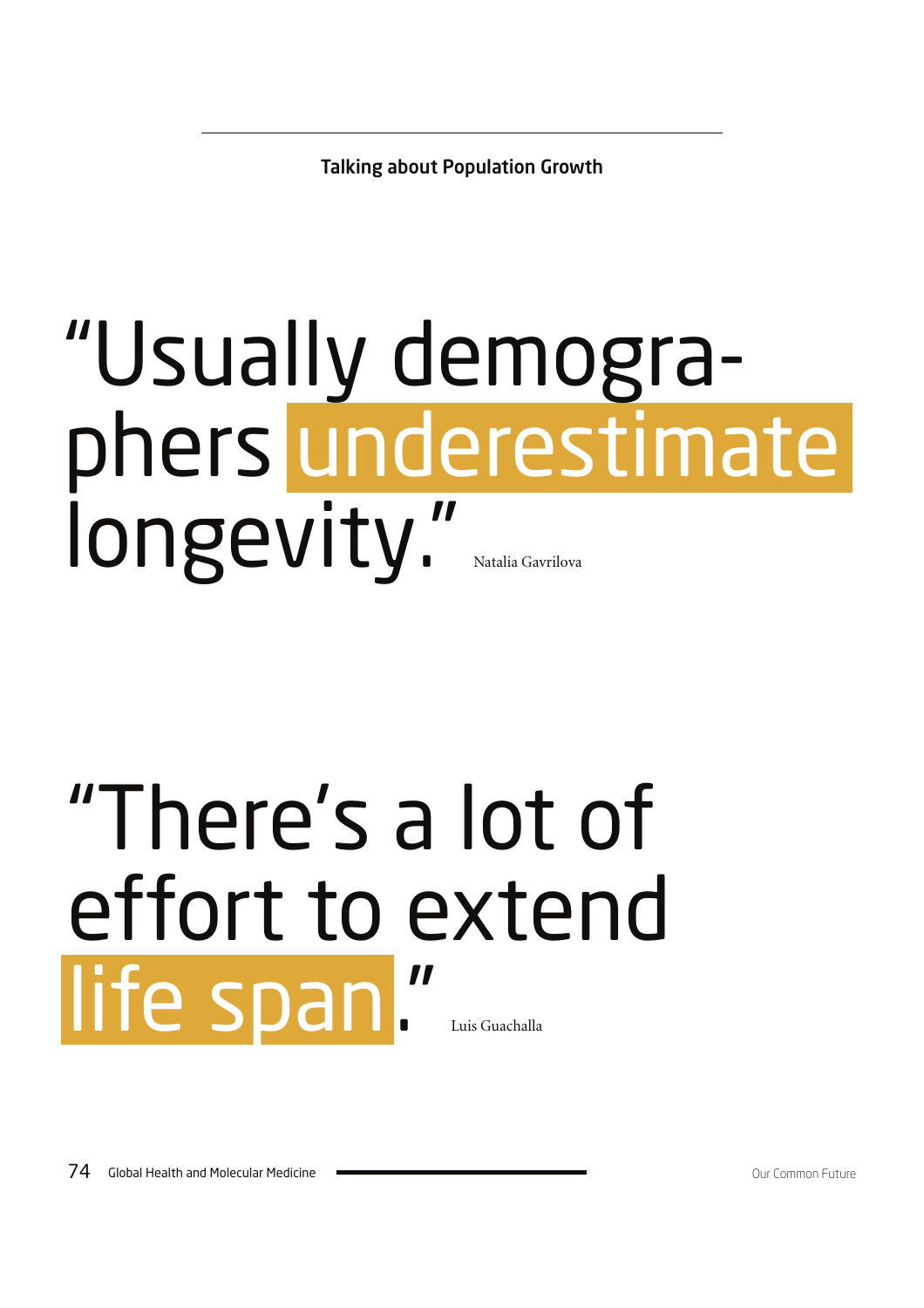Talking about Population Growth

# "Usually demographers underestimate longevity."

Natalia Gavrilova

# "There's a lot of effort to extend life span."

Luis Guachalla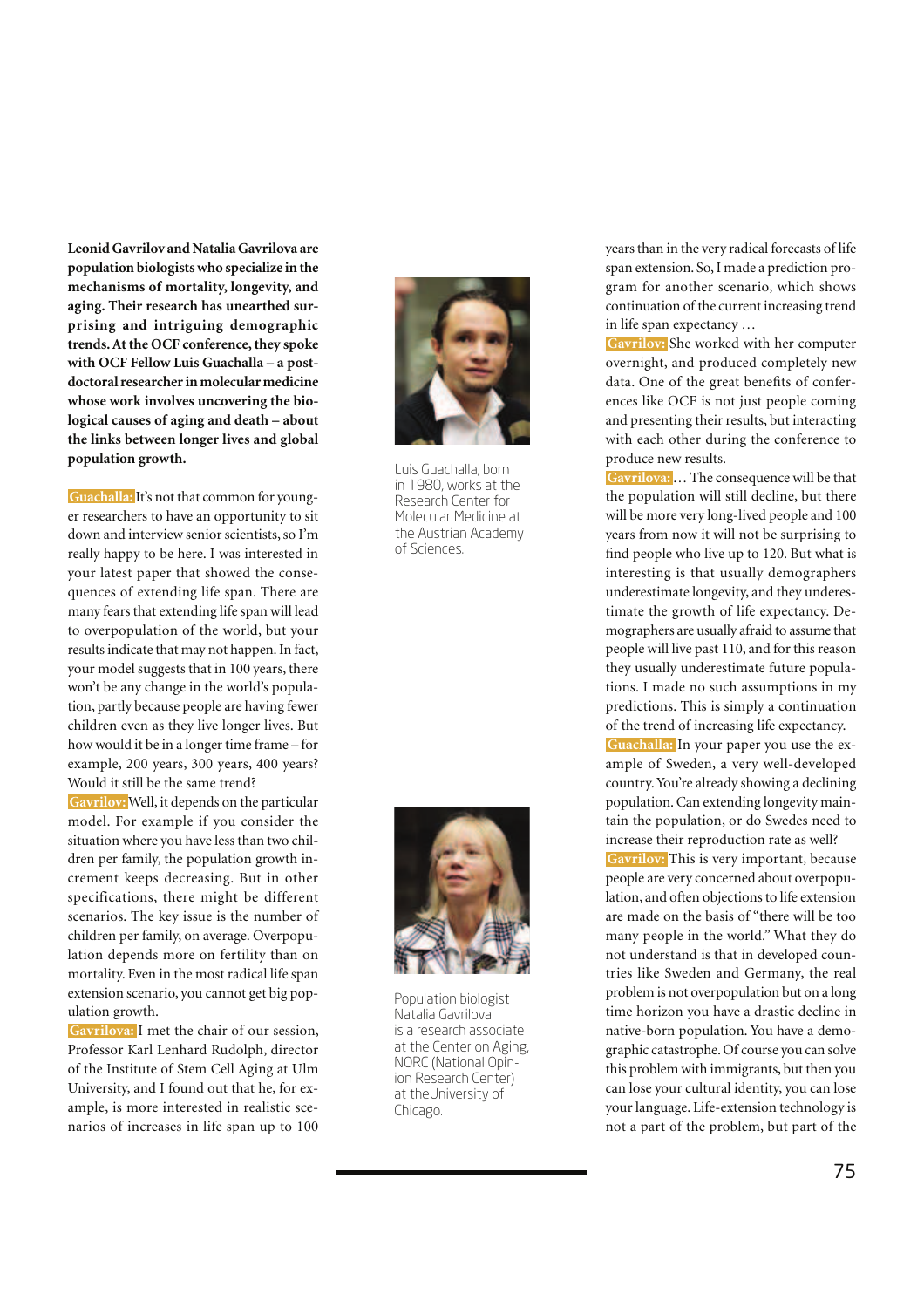**Leonid Gavrilov and Natalia Gavrilova are population biologists who specialize in the mechanisms of mortality, longevity, and aging. Their research has unearthed surprising and intriguing demographic trends. At the OCF conference, they spoke with OCF Fellow Luis Guachalla – a postdoctoral researcher in molecular medicine whose work involves uncovering the biological causes of aging and death – about the links between longer lives and global population growth.**

**Guachalla:** It's not that common for younger researchers to have an opportunity to sit down and interview senior scientists, so I'm really happy to be here. I was interested in your latest paper that showed the consequences of extending life span. There are many fears that extending life span will lead to overpopulation of the world, but your results indicate that may not happen. In fact, your model suggests that in 100 years, there won't be any change in the world's population, partly because people are having fewer children even as they live longer lives. But how would it be in a longer time frame – for example, 200 years, 300 years, 400 years? Would it still be the same trend?

**Gavrilov:** Well, it depends on the particular model. For example if you consider the situation where you have less than two children per family, the population growth increment keeps decreasing. But in other specifications, there might be different scenarios. The key issue is the number of children per family, on average. Overpopulation depends more on fertility than on mortality. Even in the most radical life span extension scenario, you cannot get big population growth.

**Gavrilova:** I met the chair of our session, Professor Karl Lenhard Rudolph, director of the Institute of Stem Cell Aging at Ulm University, and I found out that he, for example, is more interested in realistic scenarios of increases in life span up to 100 years than in the very radical forecasts of life span extension. So, I made a prediction program for another scenario, which shows continuation of the current increasing trend in life span expectancy …

**Gavrilov:** She worked with her computer overnight, and produced completely new data. One of the great benefits of conferences like OCF is not just people coming and presenting their results, but interacting with each other during the conference to produce new results.

**Gavrilova:** … The consequence will be that the population will still decline, but there will be more very long-lived people and 100 years from now it will not be surprising to find people who live up to 120. But what is interesting is that usually demographers underestimate longevity, and they underestimate the growth of life expectancy. Demographers are usually afraid to assume that people will live past 110, and for this reason they usually underestimate future populations. I made no such assumptions in my predictions. This is simply a continuation of the trend of increasing life expectancy.

**Guachalla:** In your paper you use the example of Sweden, a very well-developed country. You're already showing a declining population. Can extending longevity maintain the population, or do Swedes need to increase their reproduction rate as well?

**Gavrilov:** This is very important, because people are very concerned about overpopulation, and often objections to life extension are made on the basis of "there will be too many people in the world." What they do not understand is that in developed countries like Sweden and Germany, the real problem is not overpopulation but on a long time horizon you have a drastic decline in native-born population. You have a demographic catastrophe. Of course you can solve this problem with immigrants, but then you can lose your cultural identity, you can lose your language. Life-extension technology is not a part of the problem, but part of the

Luis Guachalla, born in 1980, works at the Research Center for Molecular Medicine at the Austrian Academy of Sciences.

Population biologist Natalia Gavrilova is a research associate at the Center on Aging, NORC (National Opinion Research Center) at theUniversity of Chicago.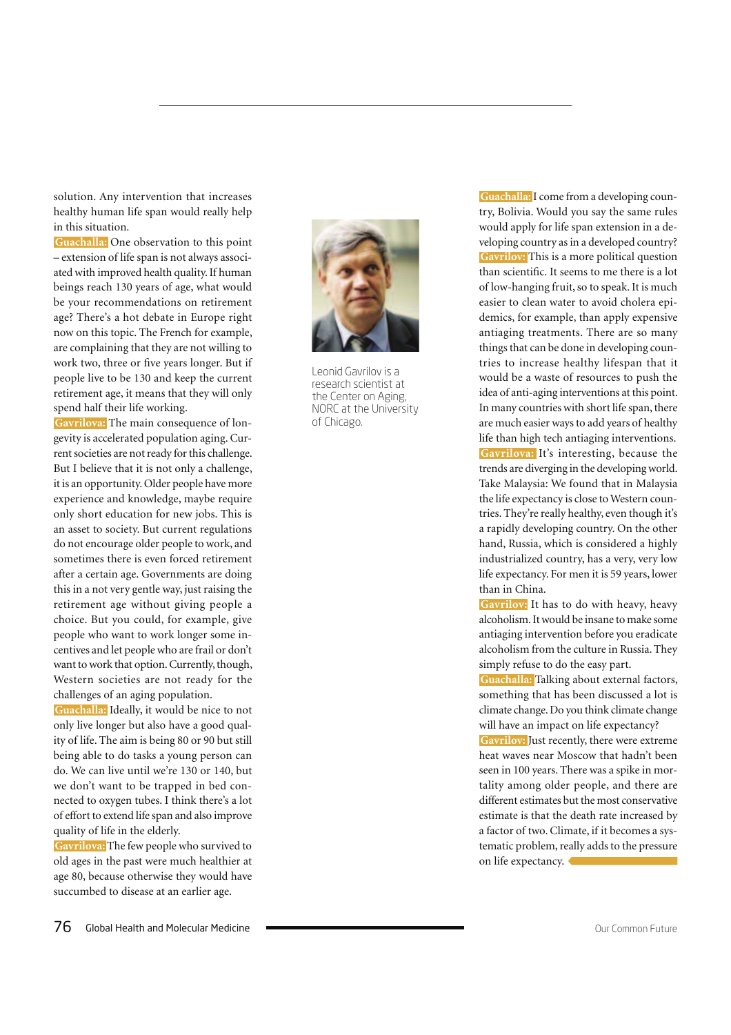solution. Any intervention that increases healthy human life span would really help in this situation.

**Guachalla:** One observation to this point – extension of life span is not always associated with improved health quality. If human beings reach 130 years of age, what would be your recommendations on retirement age? There's a hot debate in Europe right now on this topic. The French for example, are complaining that they are not willing to work two, three or five years longer. But if people live to be 130 and keep the current retirement age, it means that they will only spend half their life working.

**Gavrilova:** The main consequence of longevity is accelerated population aging. Current societies are not ready for this challenge. But I believe that it is not only a challenge, it is an opportunity. Older people have more experience and knowledge, maybe require only short education for new jobs. This is an asset to society. But current regulations do not encourage older people to work, and sometimes there is even forced retirement after a certain age. Governments are doing this in a not very gentle way, just raising the retirement age without giving people a choice. But you could, for example, give people who want to work longer some incentives and let people who are frail or don't want to work that option. Currently, though, Western societies are not ready for the challenges of an aging population.

**Guachalla:** Ideally, it would be nice to not only live longer but also have a good quality of life. The aim is being 80 or 90 but still being able to do tasks a young person can do. We can live until we're 130 or 140, but we don't want to be trapped in bed connected to oxygen tubes. I think there's a lot of effort to extend life span and also improve quality of life in the elderly.

**Gavrilova:** The few people who survived to old ages in the past were much healthier at age 80, because otherwise they would have succumbed to disease at an earlier age.

Leonid Gavrilov is a research scientist at the Center on Aging, NORC at the University of Chicago.

**Guachalla:** I come from a developing country, Bolivia. Would you say the same rules would apply for life span extension in a developing country as in a developed country?

**Gavrilov:** This is a more political question than scientific. It seems to me there is a lot of low-hanging fruit, so to speak. It is much easier to clean water to avoid cholera epidemics, for example, than apply expensive antiaging treatments. There are so many things that can be done in developing countries to increase healthy lifespan that it would be a waste of resources to push the idea of anti-aging interventions at this point. In many countries with short life span, there are much easier ways to add years of healthy life than high tech antiaging interventions.

**Gavrilova:** It's interesting, because the trends are diverging in the developing world. Take Malaysia: We found that in Malaysia the life expectancy is close to Western countries. They're really healthy, even though it's a rapidly developing country. On the other hand, Russia, which is considered a highly industrialized country, has a very, very low life expectancy. For men it is 59 years, lower than in China.

**Gavrilov:** It has to do with heavy, heavy alcoholism. It would be insane to make some antiaging intervention before you eradicate alcoholism from the culture in Russia. They simply refuse to do the easy part.

**Guachalla:** Talking about external factors, something that has been discussed a lot is climate change. Do you think climate change will have an impact on life expectancy?

**Gavrilov:** Just recently, there were extreme heat waves near Moscow that hadn't been seen in 100 years. There was a spike in mortality among older people, and there are different estimates but the most conservative estimate is that the death rate increased by a factor of two. Climate, if it becomes a systematic problem, really adds to the pressure on life expectancy.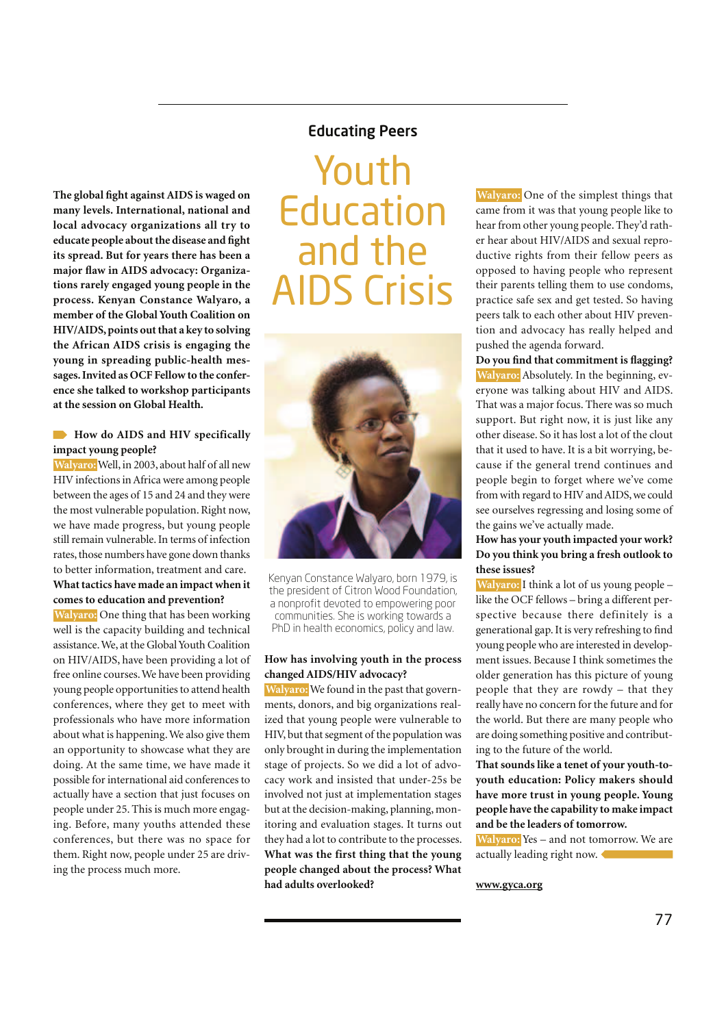## Educating Peers

# Youth Education and the AIDS Crisis

**The global fight against AIDS is waged on many levels. International, national and local advocacy organizations all try to educate people about the disease and fight its spread. But for years there has been a major flaw in AIDS advocacy: Organizations rarely engaged young people in the process. Kenyan Constance Walyaro, a member of the Global Youth Coalition on HIV/AIDS, points out that a key to solving the African AIDS crisis is engaging the young in spreading public-health messages. Invited as OCF Fellow to the conference she talked to workshop participants at the session on Global Health.**

**How do AIDS and HIV specifically impact young people?**

**Walyaro:** Well, in 2003, about half of all new HIV infections in Africa were among people between the ages of 15 and 24 and they were the most vulnerable population. Right now, we have made progress, but young people still remain vulnerable. In terms of infection rates, those numbers have gone down thanks to better information, treatment and care.

**What tactics have made an impact when it comes to education and prevention?**

**Walyaro:** One thing that has been working well is the capacity building and technical assistance. We, at the Global Youth Coalition on HIV/AIDS, have been providing a lot of free online courses. We have been providing young people opportunities to attend health conferences, where they get to meet with professionals who have more information about what is happening. We also give them an opportunity to showcase what they are doing. At the same time, we have made it possible for international aid conferences to actually have a section that just focuses on people under 25. This is much more engaging. Before, many youths attended these conferences, but there was no space for them. Right now, people under 25 are driving the process much more.

Kenyan Constance Walyaro, born 1979, is the president of Citron Wood Foundation, a nonprofit devoted to empowering poor communities. She is working towards a PhD in health economics, policy and law.

**How has involving youth in the process changed AIDS/HIV advocacy?**

**Walyaro:** We found in the past that governments, donors, and big organizations realized that young people were vulnerable to HIV, but that segment of the population was only brought in during the implementation stage of projects. So we did a lot of advocacy work and insisted that under-25s be involved not just at implementation stages but at the decision-making, planning, monitoring and evaluation stages. It turns out they had a lot to contribute to the processes.

**What was the first thing that the young people changed about the process? What had adults overlooked?**

**Walyaro:** One of the simplest things that came from it was that young people like to hear from other young people. They'd rather hear about HIV/AIDS and sexual reproductive rights from their fellow peers as opposed to having people who represent their parents telling them to use condoms, practice safe sex and get tested. So having peers talk to each other about HIV prevention and advocacy has really helped and pushed the agenda forward.

**Do you find that commitment is flagging?**

**Walyaro:** Absolutely. In the beginning, everyone was talking about HIV and AIDS. That was a major focus. There was so much support. But right now, it is just like any other disease. So it has lost a lot of the clout that it used to have. It is a bit worrying, because if the general trend continues and people begin to forget where we've come from with regard to HIV and AIDS, we could see ourselves regressing and losing some of the gains we've actually made.

**How has your youth impacted your work? Do you think you bring a fresh outlook to these issues?**

**Walyaro:** I think a lot of us young people – like the OCF fellows – bring a different perspective because there definitely is a generational gap. It is very refreshing to find young people who are interested in development issues. Because I think sometimes the older generation has this picture of young people that they are rowdy – that they really have no concern for the future and for the world. But there are many people who are doing something positive and contributing to the future of the world.

**That sounds like a tenet of your youth-to-youth education: Policy makers should have more trust in young people. Young people have the capability to make impact and be the leaders of tomorrow.**

**Walyaro:** Yes – and not tomorrow. We are actually leading right now.

www.gyca.org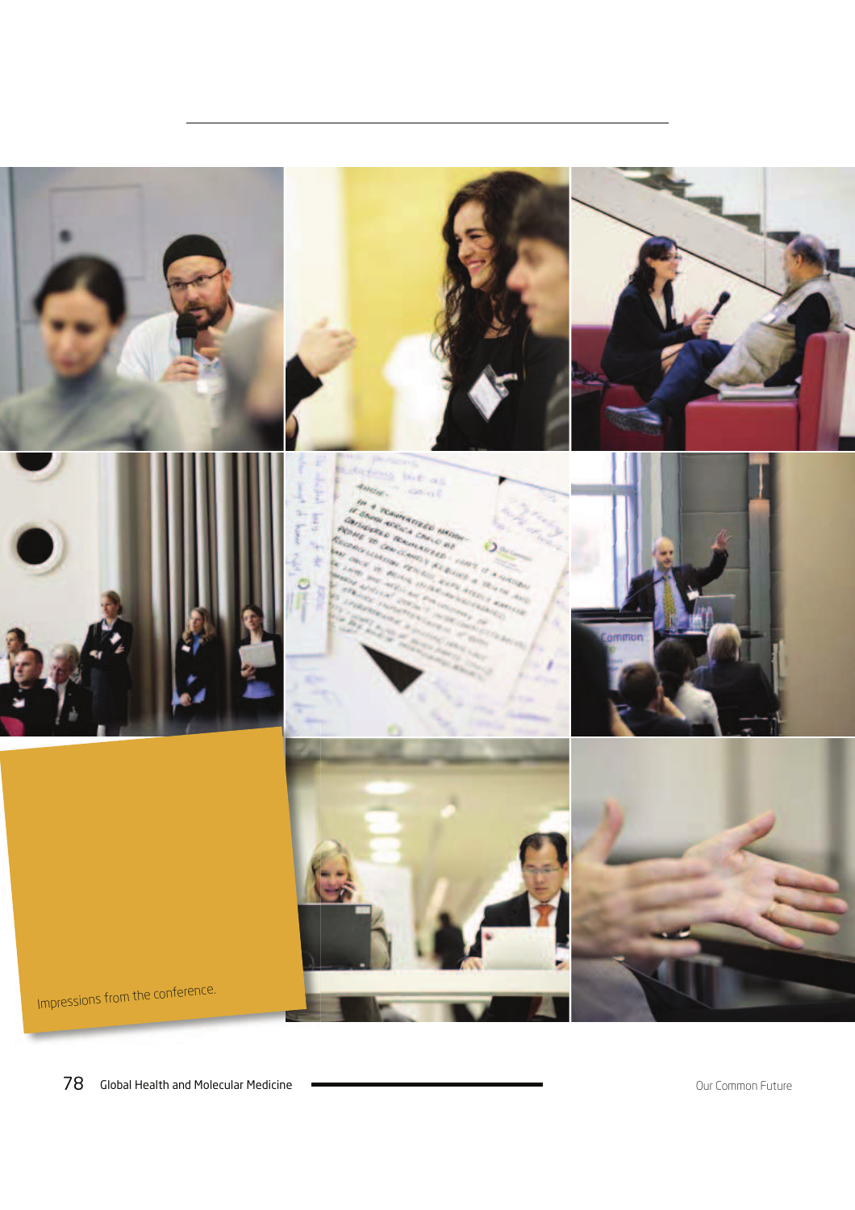Impressions from the conference.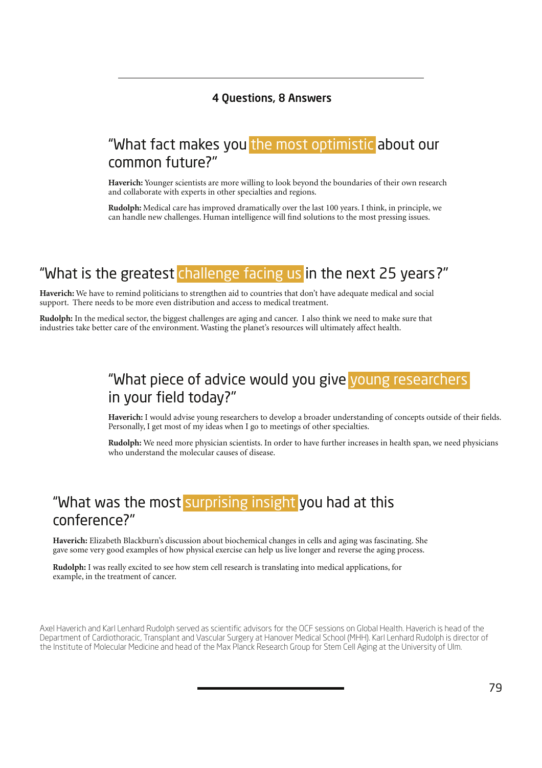## 4 Questions, 8 Answers

### "What fact makes you the most optimistic about our common future?"

**Haverich:** Younger scientists are more willing to look beyond the boundaries of their own research and collaborate with experts in other specialties and regions.

**Rudolph:** Medical care has improved dramatically over the last 100 years. I think, in principle, we can handle new challenges. Human intelligence will find solutions to the most pressing issues.

### "What is the greatest challenge facing us in the next 25 years?"

**Haverich:** We have to remind politicians to strengthen aid to countries that don't have adequate medical and social support. There needs to be more even distribution and access to medical treatment.

**Rudolph:** In the medical sector, the biggest challenges are aging and cancer. I also think we need to make sure that industries take better care of the environment. Wasting the planet's resources will ultimately affect health.

### "What piece of advice would you give young researchers in your field today?"

**Haverich:** I would advise young researchers to develop a broader understanding of concepts outside of their fields. Personally, I get most of my ideas when I go to meetings of other specialties.

**Rudolph:** We need more physician scientists. In order to have further increases in health span, we need physicians who understand the molecular causes of disease.

### "What was the most surprising insight you had at this conference?"

**Haverich:** Elizabeth Blackburn's discussion about biochemical changes in cells and aging was fascinating. She gave some very good examples of how physical exercise can help us live longer and reverse the aging process.

**Rudolph:** I was really excited to see how stem cell research is translating into medical applications, for example, in the treatment of cancer.

Axel Haverich and Karl Lenhard Rudolph served as scientific advisors for the OCF sessions on Global Health. Haverich is head of the Department of Cardiothoracic, Transplant and Vascular Surgery at Hanover Medical School (MHH). Karl Lenhard Rudolph is director of the Institute of Molecular Medicine and head of the Max Planck Research Group for Stem Cell Aging at the University of Ulm.